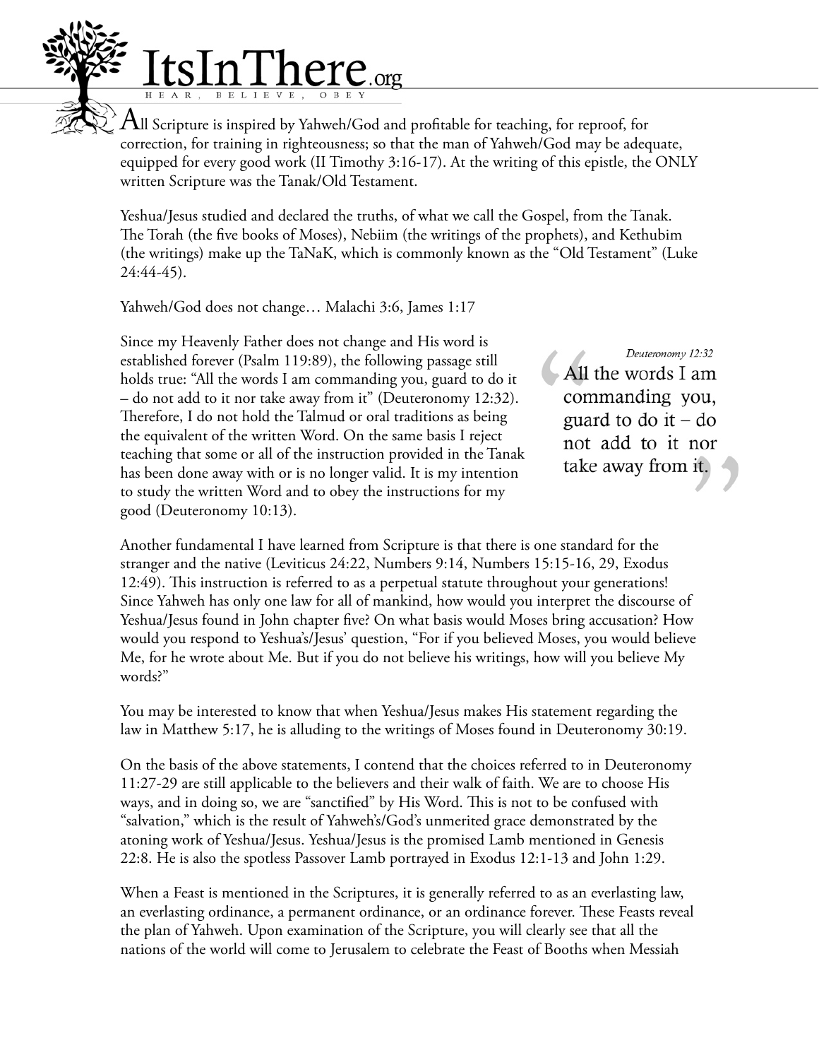ItsInThere.org

HEAR, BELIEVE, OBEY

All Scripture is inspired by Yahweh/God and profitable for teaching, for reproof, for correction, for training in righteousness; so that the man of Yahweh/God may be adequate, equipped for every good work (II Timothy 3:16-17). At the writing of this epistle, the ONLY written Scripture was the Tanak/Old Testament.

Yeshua/Jesus studied and declared the truths, of what we call the Gospel, from the Tanak. The Torah (the five books of Moses), Nebiim (the writings of the prophets), and Kethubim (the writings) make up the TaNaK, which is commonly known as the "Old Testament" (Luke 24:44-45).

Yahweh/God does not change… Malachi 3:6, James 1:17

Since my Heavenly Father does not change and His word is established forever (Psalm 119:89), the following passage still holds true: "All the words I am commanding you, guard to do it – do not add to it nor take away from it" (Deuteronomy 12:32). Therefore, I do not hold the Talmud or oral traditions as being the equivalent of the written Word. On the same basis I reject teaching that some or all of the instruction provided in the Tanak has been done away with or is no longer valid. It is my intention to study the written Word and to obey the instructions for my good (Deuteronomy 10:13).

> *Deuteronomy 12:32*
>
> "All the words I am commanding you, guard to do it – do not add to it nor take away from it."

Another fundamental I have learned from Scripture is that there is one standard for the stranger and the native (Leviticus 24:22, Numbers 9:14, Numbers 15:15-16, 29, Exodus 12:49). This instruction is referred to as a perpetual statute throughout your generations! Since Yahweh has only one law for all of mankind, how would you interpret the discourse of Yeshua/Jesus found in John chapter five? On what basis would Moses bring accusation? How would you respond to Yeshua's/Jesus' question, "For if you believed Moses, you would believe Me, for he wrote about Me. But if you do not believe his writings, how will you believe My words?"

You may be interested to know that when Yeshua/Jesus makes His statement regarding the law in Matthew 5:17, he is alluding to the writings of Moses found in Deuteronomy 30:19.

On the basis of the above statements, I contend that the choices referred to in Deuteronomy 11:27-29 are still applicable to the believers and their walk of faith. We are to choose His ways, and in doing so, we are "sanctified" by His Word. This is not to be confused with "salvation," which is the result of Yahweh's/God's unmerited grace demonstrated by the atoning work of Yeshua/Jesus. Yeshua/Jesus is the promised Lamb mentioned in Genesis 22:8. He is also the spotless Passover Lamb portrayed in Exodus 12:1-13 and John 1:29.

When a Feast is mentioned in the Scriptures, it is generally referred to as an everlasting law, an everlasting ordinance, a permanent ordinance, or an ordinance forever. These Feasts reveal the plan of Yahweh. Upon examination of the Scripture, you will clearly see that all the nations of the world will come to Jerusalem to celebrate the Feast of Booths when Messiah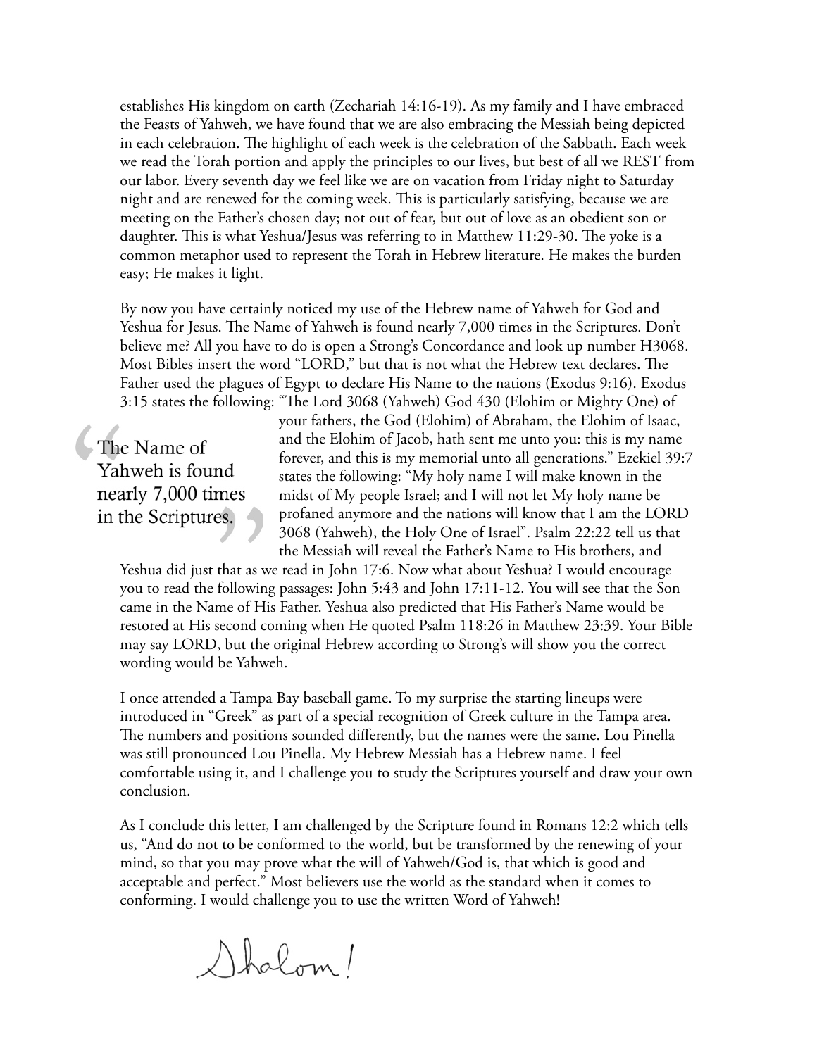establishes His kingdom on earth (Zechariah 14:16-19). As my family and I have embraced the Feasts of Yahweh, we have found that we are also embracing the Messiah being depicted in each celebration. The highlight of each week is the celebration of the Sabbath. Each week we read the Torah portion and apply the principles to our lives, but best of all we REST from our labor. Every seventh day we feel like we are on vacation from Friday night to Saturday night and are renewed for the coming week. This is particularly satisfying, because we are meeting on the Father's chosen day; not out of fear, but out of love as an obedient son or daughter. This is what Yeshua/Jesus was referring to in Matthew 11:29-30. The yoke is a common metaphor used to represent the Torah in Hebrew literature. He makes the burden easy; He makes it light.

By now you have certainly noticed my use of the Hebrew name of Yahweh for God and Yeshua for Jesus. The Name of Yahweh is found nearly 7,000 times in the Scriptures. Don't believe me? All you have to do is open a Strong's Concordance and look up number H3068. Most Bibles insert the word "LORD," but that is not what the Hebrew text declares. The Father used the plagues of Egypt to declare His Name to the nations (Exodus 9:16). Exodus 3:15 states the following: "The Lord 3068 (Yahweh) God 430 (Elohim or Mighty One) of your fathers, the God (Elohim) of Abraham, the Elohim of Isaac, and the Elohim of Jacob, hath sent me unto you: this is my name forever, and this is my memorial unto all generations." Ezekiel 39:7 states the following: "My holy name I will make known in the midst of My people Israel; and I will not let My holy name be profaned anymore and the nations will know that I am the LORD 3068 (Yahweh), the Holy One of Israel". Psalm 22:22 tell us that the Messiah will reveal the Father's Name to His brothers, and Yeshua did just that as we read in John 17:6. Now what about Yeshua? I would encourage you to read the following passages: John 5:43 and John 17:11-12. You will see that the Son came in the Name of His Father. Yeshua also predicted that His Father's Name would be restored at His second coming when He quoted Psalm 118:26 in Matthew 23:39. Your Bible may say LORD, but the original Hebrew according to Strong's will show you the correct wording would be Yahweh.

> "The Name of Yahweh is found nearly 7,000 times in the Scriptures."

I once attended a Tampa Bay baseball game. To my surprise the starting lineups were introduced in "Greek" as part of a special recognition of Greek culture in the Tampa area. The numbers and positions sounded differently, but the names were the same. Lou Pinella was still pronounced Lou Pinella. My Hebrew Messiah has a Hebrew name. I feel comfortable using it, and I challenge you to study the Scriptures yourself and draw your own conclusion.

As I conclude this letter, I am challenged by the Scripture found in Romans 12:2 which tells us, "And do not to be conformed to the world, but be transformed by the renewing of your mind, so that you may prove what the will of Yahweh/God is, that which is good and acceptable and perfect." Most believers use the world as the standard when it comes to conforming. I would challenge you to use the written Word of Yahweh!

*Shalom!*